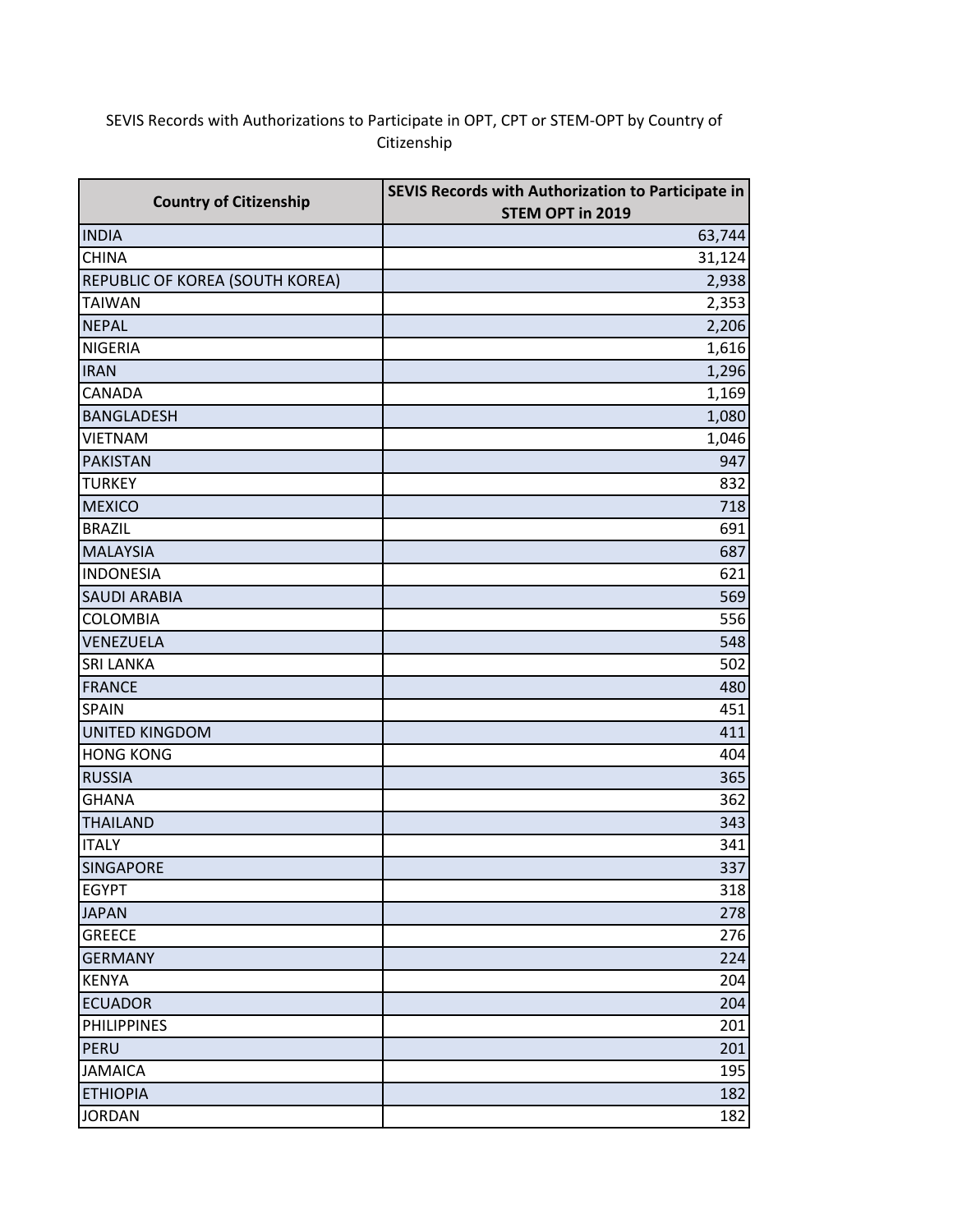SEVIS Records with Authorizations to Participate in OPT, CPT or STEM-OPT by Country of Citizenship

| Country of Citizenship | SEVIS Records with Authorization to Participate in STEM OPT in 2019 |
|---|---|
| INDIA | 63,744 |
| CHINA | 31,124 |
| REPUBLIC OF KOREA (SOUTH KOREA) | 2,938 |
| TAIWAN | 2,353 |
| NEPAL | 2,206 |
| NIGERIA | 1,616 |
| IRAN | 1,296 |
| CANADA | 1,169 |
| BANGLADESH | 1,080 |
| VIETNAM | 1,046 |
| PAKISTAN | 947 |
| TURKEY | 832 |
| MEXICO | 718 |
| BRAZIL | 691 |
| MALAYSIA | 687 |
| INDONESIA | 621 |
| SAUDI ARABIA | 569 |
| COLOMBIA | 556 |
| VENEZUELA | 548 |
| SRI LANKA | 502 |
| FRANCE | 480 |
| SPAIN | 451 |
| UNITED KINGDOM | 411 |
| HONG KONG | 404 |
| RUSSIA | 365 |
| GHANA | 362 |
| THAILAND | 343 |
| ITALY | 341 |
| SINGAPORE | 337 |
| EGYPT | 318 |
| JAPAN | 278 |
| GREECE | 276 |
| GERMANY | 224 |
| KENYA | 204 |
| ECUADOR | 204 |
| PHILIPPINES | 201 |
| PERU | 201 |
| JAMAICA | 195 |
| ETHIOPIA | 182 |
| JORDAN | 182 |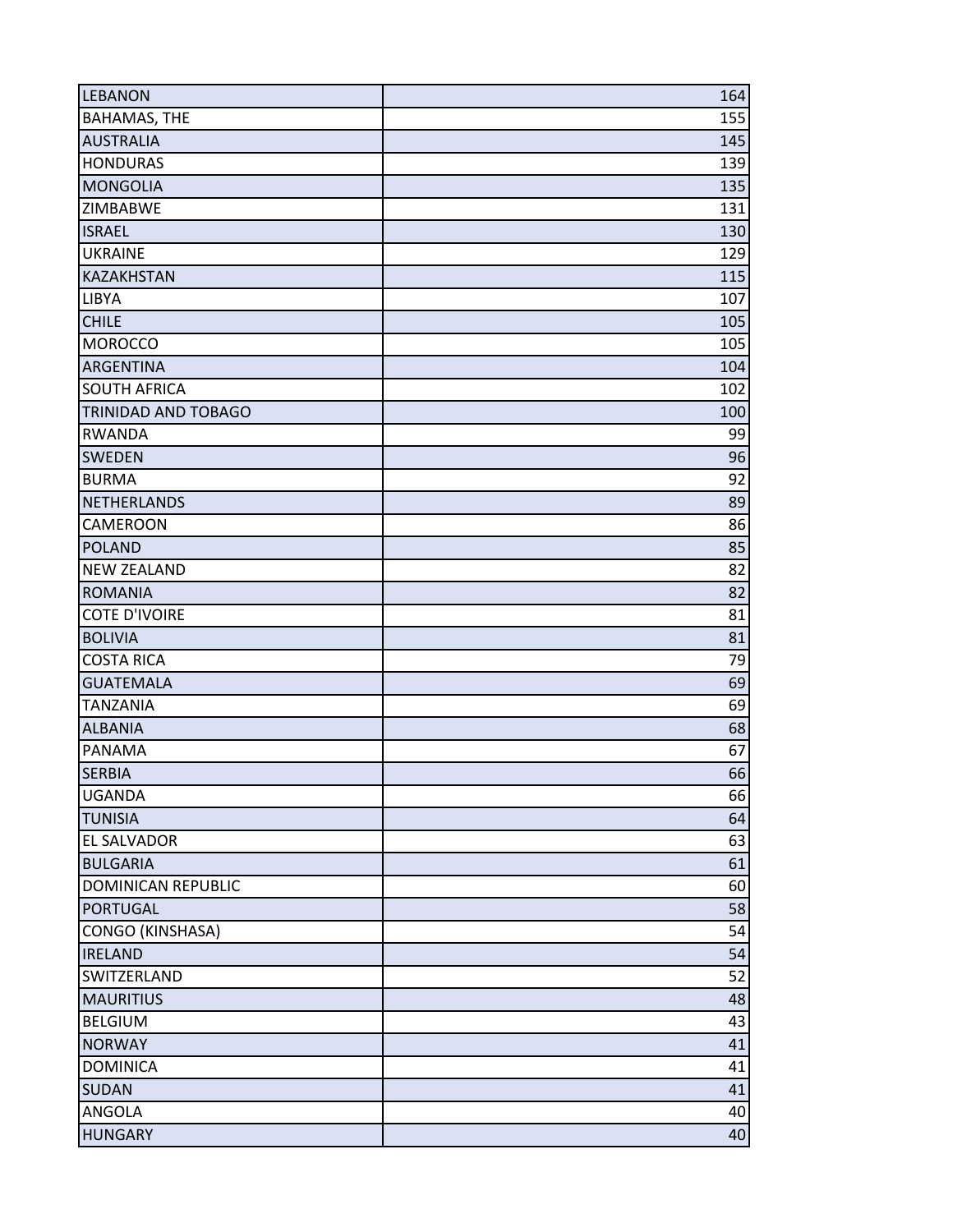| | |
|---|---|
| LEBANON | 164 |
| BAHAMAS, THE | 155 |
| AUSTRALIA | 145 |
| HONDURAS | 139 |
| MONGOLIA | 135 |
| ZIMBABWE | 131 |
| ISRAEL | 130 |
| UKRAINE | 129 |
| KAZAKHSTAN | 115 |
| LIBYA | 107 |
| CHILE | 105 |
| MOROCCO | 105 |
| ARGENTINA | 104 |
| SOUTH AFRICA | 102 |
| TRINIDAD AND TOBAGO | 100 |
| RWANDA | 99 |
| SWEDEN | 96 |
| BURMA | 92 |
| NETHERLANDS | 89 |
| CAMEROON | 86 |
| POLAND | 85 |
| NEW ZEALAND | 82 |
| ROMANIA | 82 |
| COTE D'IVOIRE | 81 |
| BOLIVIA | 81 |
| COSTA RICA | 79 |
| GUATEMALA | 69 |
| TANZANIA | 69 |
| ALBANIA | 68 |
| PANAMA | 67 |
| SERBIA | 66 |
| UGANDA | 66 |
| TUNISIA | 64 |
| EL SALVADOR | 63 |
| BULGARIA | 61 |
| DOMINICAN REPUBLIC | 60 |
| PORTUGAL | 58 |
| CONGO (KINSHASA) | 54 |
| IRELAND | 54 |
| SWITZERLAND | 52 |
| MAURITIUS | 48 |
| BELGIUM | 43 |
| NORWAY | 41 |
| DOMINICA | 41 |
| SUDAN | 41 |
| ANGOLA | 40 |
| HUNGARY | 40 |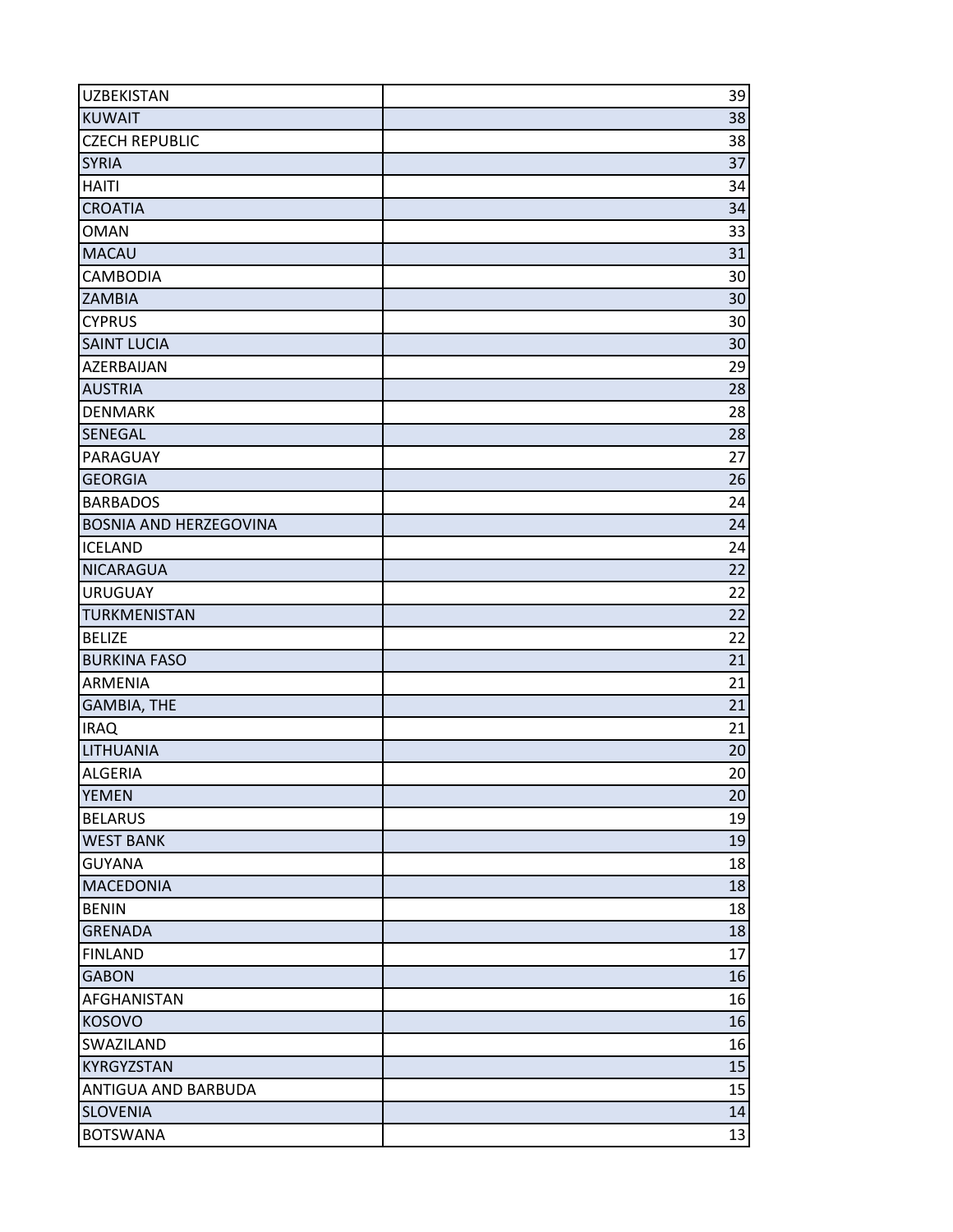| | |
|---|---|
| UZBEKISTAN | 39 |
| KUWAIT | 38 |
| CZECH REPUBLIC | 38 |
| SYRIA | 37 |
| HAITI | 34 |
| CROATIA | 34 |
| OMAN | 33 |
| MACAU | 31 |
| CAMBODIA | 30 |
| ZAMBIA | 30 |
| CYPRUS | 30 |
| SAINT LUCIA | 30 |
| AZERBAIJAN | 29 |
| AUSTRIA | 28 |
| DENMARK | 28 |
| SENEGAL | 28 |
| PARAGUAY | 27 |
| GEORGIA | 26 |
| BARBADOS | 24 |
| BOSNIA AND HERZEGOVINA | 24 |
| ICELAND | 24 |
| NICARAGUA | 22 |
| URUGUAY | 22 |
| TURKMENISTAN | 22 |
| BELIZE | 22 |
| BURKINA FASO | 21 |
| ARMENIA | 21 |
| GAMBIA, THE | 21 |
| IRAQ | 21 |
| LITHUANIA | 20 |
| ALGERIA | 20 |
| YEMEN | 20 |
| BELARUS | 19 |
| WEST BANK | 19 |
| GUYANA | 18 |
| MACEDONIA | 18 |
| BENIN | 18 |
| GRENADA | 18 |
| FINLAND | 17 |
| GABON | 16 |
| AFGHANISTAN | 16 |
| KOSOVO | 16 |
| SWAZILAND | 16 |
| KYRGYZSTAN | 15 |
| ANTIGUA AND BARBUDA | 15 |
| SLOVENIA | 14 |
| BOTSWANA | 13 |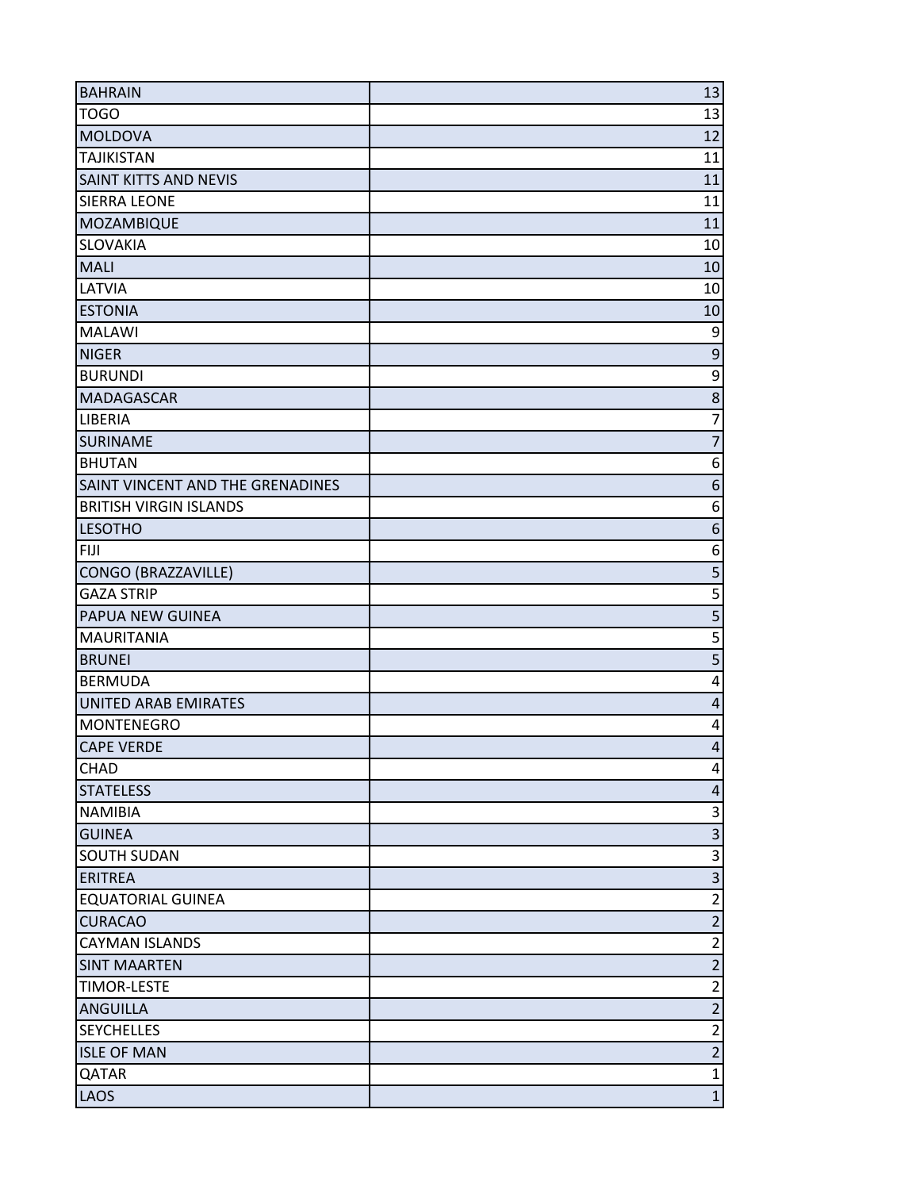| | |
|---|---|
| BAHRAIN | 13 |
| TOGO | 13 |
| MOLDOVA | 12 |
| TAJIKISTAN | 11 |
| SAINT KITTS AND NEVIS | 11 |
| SIERRA LEONE | 11 |
| MOZAMBIQUE | 11 |
| SLOVAKIA | 10 |
| MALI | 10 |
| LATVIA | 10 |
| ESTONIA | 10 |
| MALAWI | 9 |
| NIGER | 9 |
| BURUNDI | 9 |
| MADAGASCAR | 8 |
| LIBERIA | 7 |
| SURINAME | 7 |
| BHUTAN | 6 |
| SAINT VINCENT AND THE GRENADINES | 6 |
| BRITISH VIRGIN ISLANDS | 6 |
| LESOTHO | 6 |
| FIJI | 6 |
| CONGO (BRAZZAVILLE) | 5 |
| GAZA STRIP | 5 |
| PAPUA NEW GUINEA | 5 |
| MAURITANIA | 5 |
| BRUNEI | 5 |
| BERMUDA | 4 |
| UNITED ARAB EMIRATES | 4 |
| MONTENEGRO | 4 |
| CAPE VERDE | 4 |
| CHAD | 4 |
| STATELESS | 4 |
| NAMIBIA | 3 |
| GUINEA | 3 |
| SOUTH SUDAN | 3 |
| ERITREA | 3 |
| EQUATORIAL GUINEA | 2 |
| CURACAO | 2 |
| CAYMAN ISLANDS | 2 |
| SINT MAARTEN | 2 |
| TIMOR-LESTE | 2 |
| ANGUILLA | 2 |
| SEYCHELLES | 2 |
| ISLE OF MAN | 2 |
| QATAR | 1 |
| LAOS | 1 |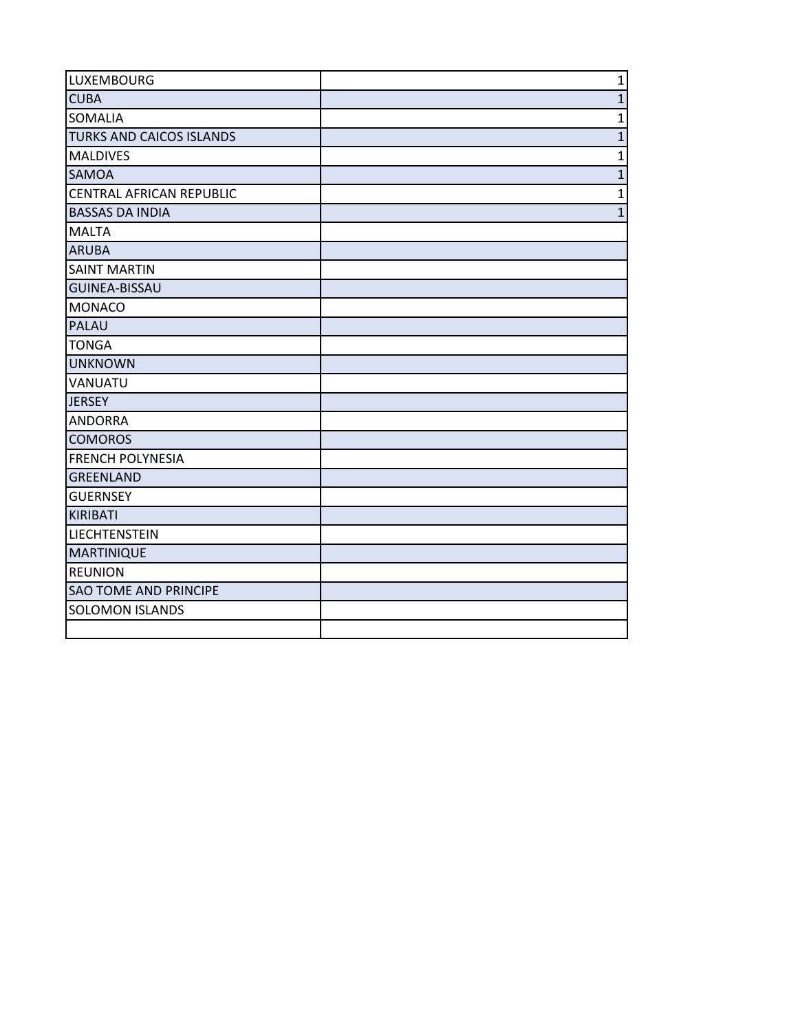| | |
|---|---|
| LUXEMBOURG | 1 |
| CUBA | 1 |
| SOMALIA | 1 |
| TURKS AND CAICOS ISLANDS | 1 |
| MALDIVES | 1 |
| SAMOA | 1 |
| CENTRAL AFRICAN REPUBLIC | 1 |
| BASSAS DA INDIA | 1 |
| MALTA | |
| ARUBA | |
| SAINT MARTIN | |
| GUINEA-BISSAU | |
| MONACO | |
| PALAU | |
| TONGA | |
| UNKNOWN | |
| VANUATU | |
| JERSEY | |
| ANDORRA | |
| COMOROS | |
| FRENCH POLYNESIA | |
| GREENLAND | |
| GUERNSEY | |
| KIRIBATI | |
| LIECHTENSTEIN | |
| MARTINIQUE | |
| REUNION | |
| SAO TOME AND PRINCIPE | |
| SOLOMON ISLANDS | |
| | |